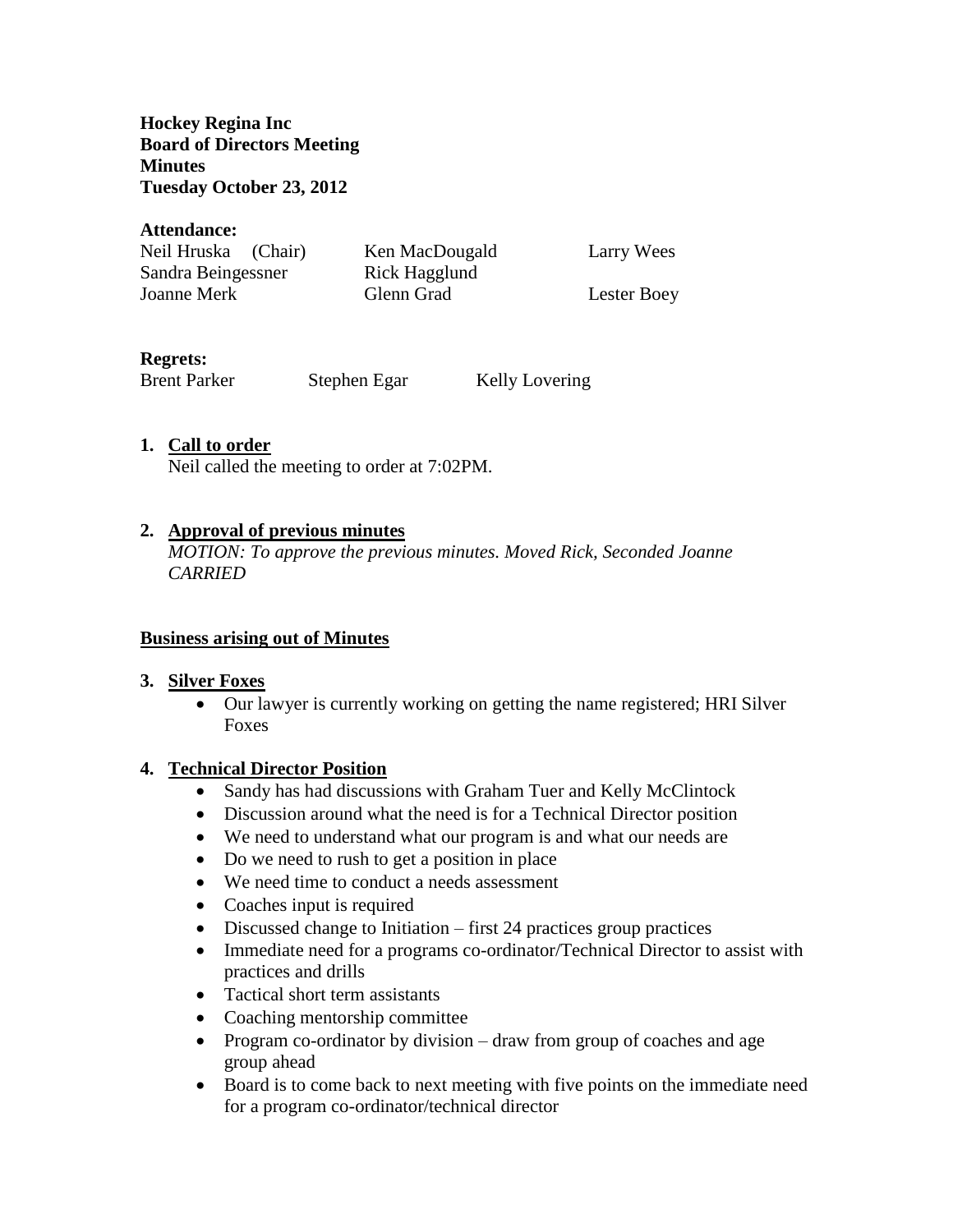**Hockey Regina Inc**
**Board of Directors Meeting**
**Minutes**
**Tuesday October 23, 2012**

**Attendance:**

| | | |
|---|---|---|
| Neil Hruska (Chair) | Ken MacDougald | Larry Wees |
| Sandra Beingessner | Rick Hagglund | |
| Joanne Merk | Glenn Grad | Lester Boey |

**Regrets:**

Brent Parker    Stephen Egar    Kelly Lovering

1. **Call to order**
   Neil called the meeting to order at 7:02PM.

2. **Approval of previous minutes**
   *MOTION: To approve the previous minutes. Moved Rick, Seconded Joanne CARRIED*

**Business arising out of Minutes**

3. **Silver Foxes**
   - Our lawyer is currently working on getting the name registered; HRI Silver Foxes

4. **Technical Director Position**
   - Sandy has had discussions with Graham Tuer and Kelly McClintock
   - Discussion around what the need is for a Technical Director position
   - We need to understand what our program is and what our needs are
   - Do we need to rush to get a position in place
   - We need time to conduct a needs assessment
   - Coaches input is required
   - Discussed change to Initiation – first 24 practices group practices
   - Immediate need for a programs co-ordinator/Technical Director to assist with practices and drills
   - Tactical short term assistants
   - Coaching mentorship committee
   - Program co-ordinator by division – draw from group of coaches and age group ahead
   - Board is to come back to next meeting with five points on the immediate need for a program co-ordinator/technical director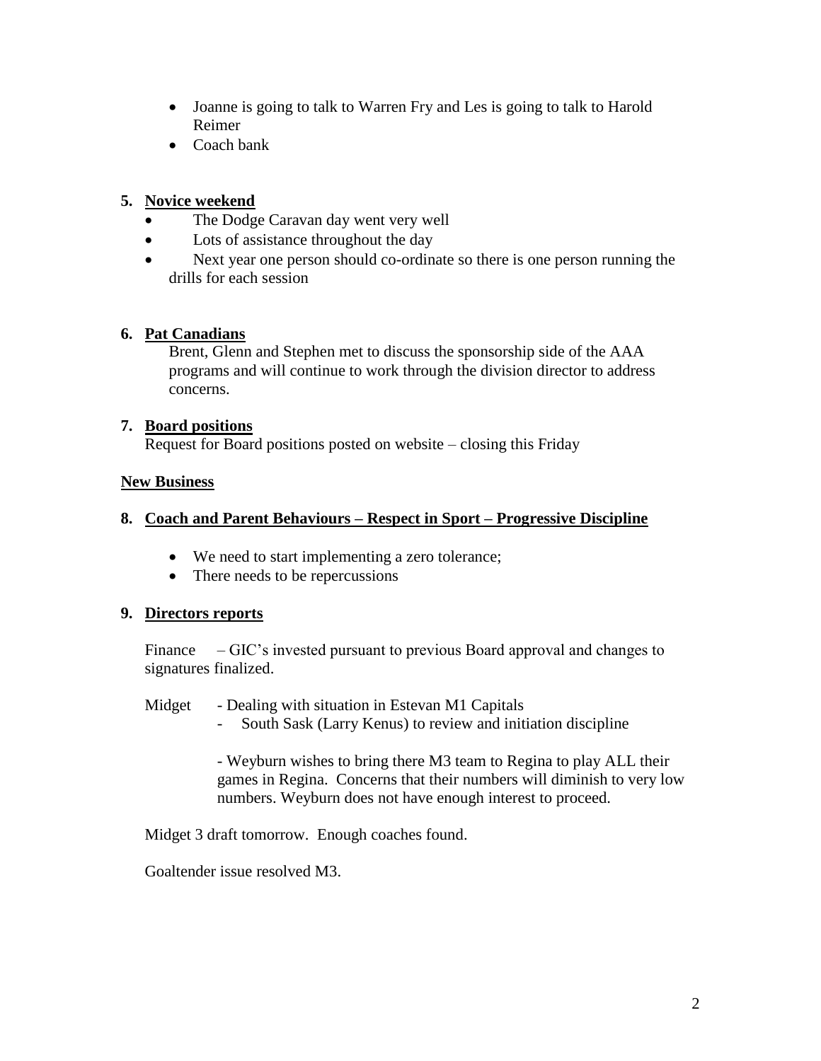- Joanne is going to talk to Warren Fry and Les is going to talk to Harold Reimer
- Coach bank

5. **Novice weekend**
    - The Dodge Caravan day went very well
    - Lots of assistance throughout the day
    - Next year one person should co-ordinate so there is one person running the drills for each session

6. **Pat Canadians**

   Brent, Glenn and Stephen met to discuss the sponsorship side of the AAA programs and will continue to work through the division director to address concerns.

7. **Board positions**

   Request for Board positions posted on website – closing this Friday

**New Business**

8. **Coach and Parent Behaviours – Respect in Sport – Progressive Discipline**
    - We need to start implementing a zero tolerance;
    - There needs to be repercussions

9. **Directors reports**

   Finance – GIC's invested pursuant to previous Board approval and changes to signatures finalized.

   Midget - Dealing with situation in Estevan M1 Capitals
   - South Sask (Larry Kenus) to review and initiation discipline

   - Weyburn wishes to bring there M3 team to Regina to play ALL their games in Regina. Concerns that their numbers will diminish to very low numbers. Weyburn does not have enough interest to proceed.

   Midget 3 draft tomorrow. Enough coaches found.

   Goaltender issue resolved M3.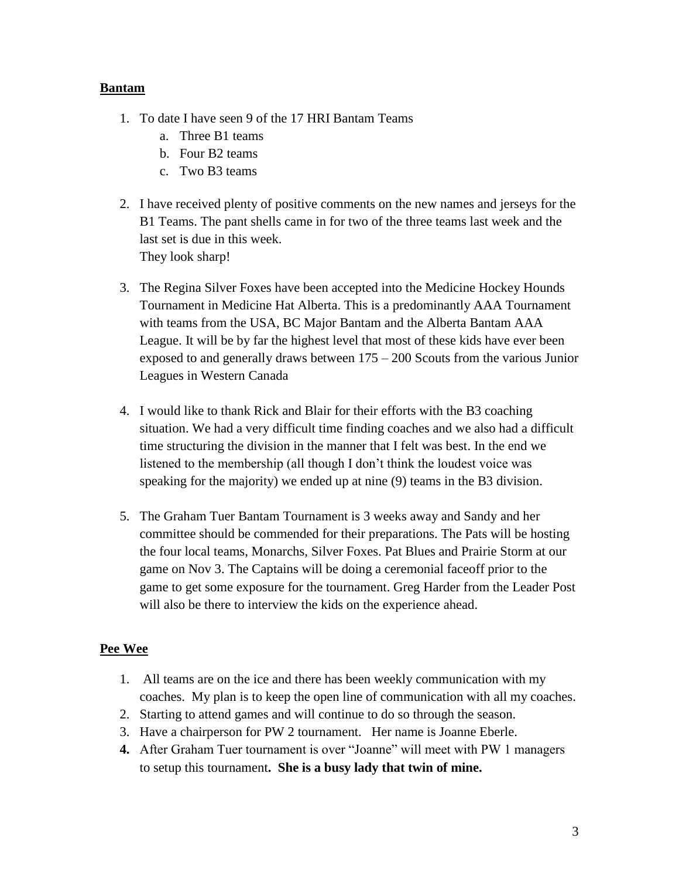**Bantam**

1. To date I have seen 9 of the 17 HRI Bantam Teams
    a. Three B1 teams
    b. Four B2 teams
    c. Two B3 teams

2. I have received plenty of positive comments on the new names and jerseys for the B1 Teams. The pant shells came in for two of the three teams last week and the last set is due in this week.
   They look sharp!

3. The Regina Silver Foxes have been accepted into the Medicine Hockey Hounds Tournament in Medicine Hat Alberta. This is a predominantly AAA Tournament with teams from the USA, BC Major Bantam and the Alberta Bantam AAA League. It will be by far the highest level that most of these kids have ever been exposed to and generally draws between 175 – 200 Scouts from the various Junior Leagues in Western Canada

4. I would like to thank Rick and Blair for their efforts with the B3 coaching situation. We had a very difficult time finding coaches and we also had a difficult time structuring the division in the manner that I felt was best. In the end we listened to the membership (all though I don't think the loudest voice was speaking for the majority) we ended up at nine (9) teams in the B3 division.

5. The Graham Tuer Bantam Tournament is 3 weeks away and Sandy and her committee should be commended for their preparations. The Pats will be hosting the four local teams, Monarchs, Silver Foxes. Pat Blues and Prairie Storm at our game on Nov 3. The Captains will be doing a ceremonial faceoff prior to the game to get some exposure for the tournament. Greg Harder from the Leader Post will also be there to interview the kids on the experience ahead.

**Pee Wee**

1. All teams are on the ice and there has been weekly communication with my coaches. My plan is to keep the open line of communication with all my coaches.
2. Starting to attend games and will continue to do so through the season.
3. Have a chairperson for PW 2 tournament. Her name is Joanne Eberle.
4. After Graham Tuer tournament is over "Joanne" will meet with PW 1 managers to setup this tournament**. She is a busy lady that twin of mine.**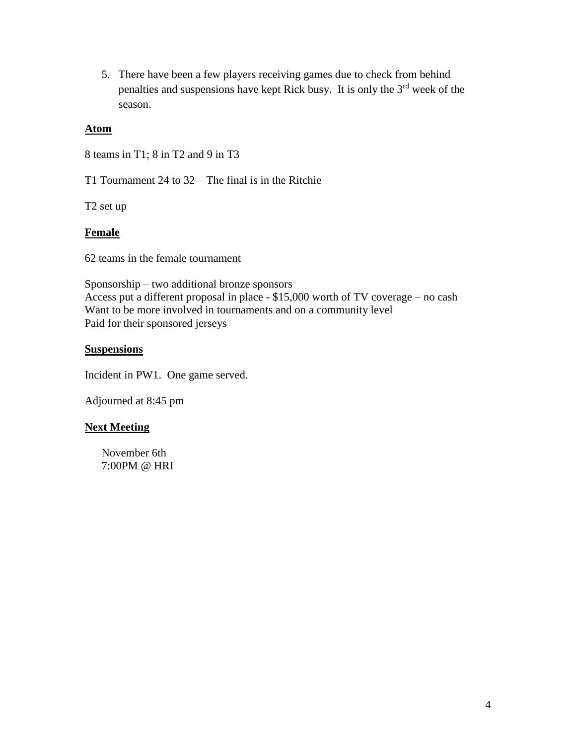5. There have been a few players receiving games due to check from behind penalties and suspensions have kept Rick busy. It is only the 3rd week of the season.

**Atom**

8 teams in T1; 8 in T2 and 9 in T3

T1 Tournament 24 to 32 – The final is in the Ritchie

T2 set up

**Female**

62 teams in the female tournament

Sponsorship – two additional bronze sponsors
Access put a different proposal in place - $15,000 worth of TV coverage – no cash
Want to be more involved in tournaments and on a community level
Paid for their sponsored jerseys

**Suspensions**

Incident in PW1. One game served.

Adjourned at 8:45 pm

**Next Meeting**

November 6th
7:00PM @ HRI